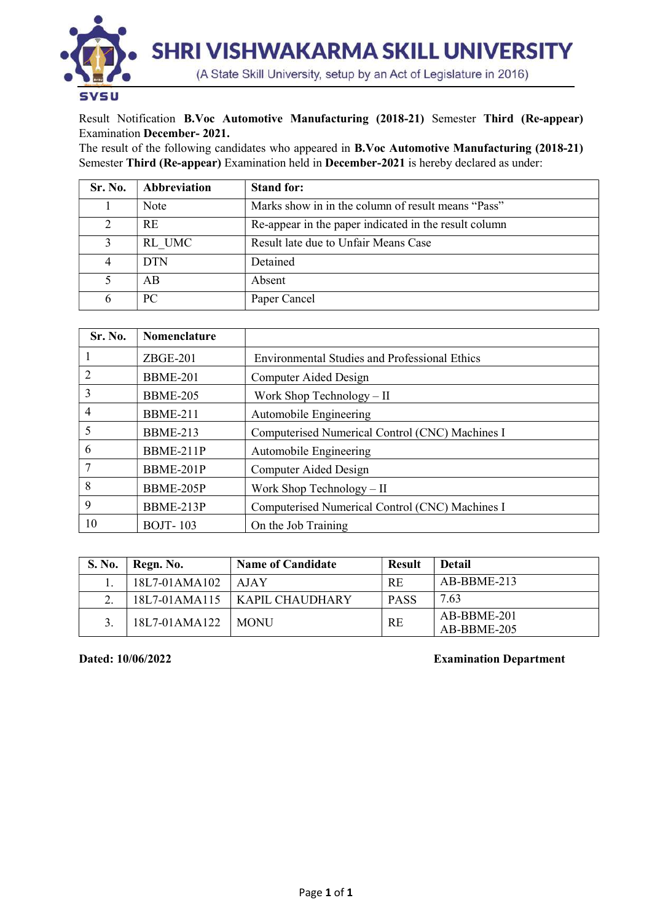# SHRI VISHWAKARMA SKILL UNIVERSITY

(A State Skill University, setup by an Act of Legislature in 2016)

SVSU

Result Notification **B.Voc Automotive Manufacturing (2018-21)** Semester **Third (Re-appear)** Examination **December- 2021.**

The result of the following candidates who appeared in **B.Voc Automotive Manufacturing (2018-21)** Semester **Third (Re-appear)** Examination held in **December-2021** is hereby declared as under:

| Sr. No. | Abbreviation | Stand for: |
|---|---|---|
| 1 | Note | Marks show in in the column of result means "Pass" |
| 2 | RE | Re-appear in the paper indicated in the result column |
| 3 | RL_UMC | Result late due to Unfair Means Case |
| 4 | DTN | Detained |
| 5 | AB | Absent |
| 6 | PC | Paper Cancel |

| Sr. No. | Nomenclature | |
|---|---|---|
| 1 | ZBGE-201 | Environmental Studies and Professional Ethics |
| 2 | BBME-201 | Computer Aided Design |
| 3 | BBME-205 | Work Shop Technology – II |
| 4 | BBME-211 | Automobile Engineering |
| 5 | BBME-213 | Computerised Numerical Control (CNC) Machines I |
| 6 | BBME-211P | Automobile Engineering |
| 7 | BBME-201P | Computer Aided Design |
| 8 | BBME-205P | Work Shop Technology – II |
| 9 | BBME-213P | Computerised Numerical Control (CNC) Machines I |
| 10 | BOJT- 103 | On the Job Training |

| S. No. | Regn. No. | Name of Candidate | Result | Detail |
|---|---|---|---|---|
| 1. | 18L7-01AMA102 | AJAY | RE | AB-BBME-213 |
| 2. | 18L7-01AMA115 | KAPIL CHAUDHARY | PASS | 7.63 |
| 3. | 18L7-01AMA122 | MONU | RE | AB-BBME-201<br>AB-BBME-205 |

**Dated: 10/06/2022** **Examination Department**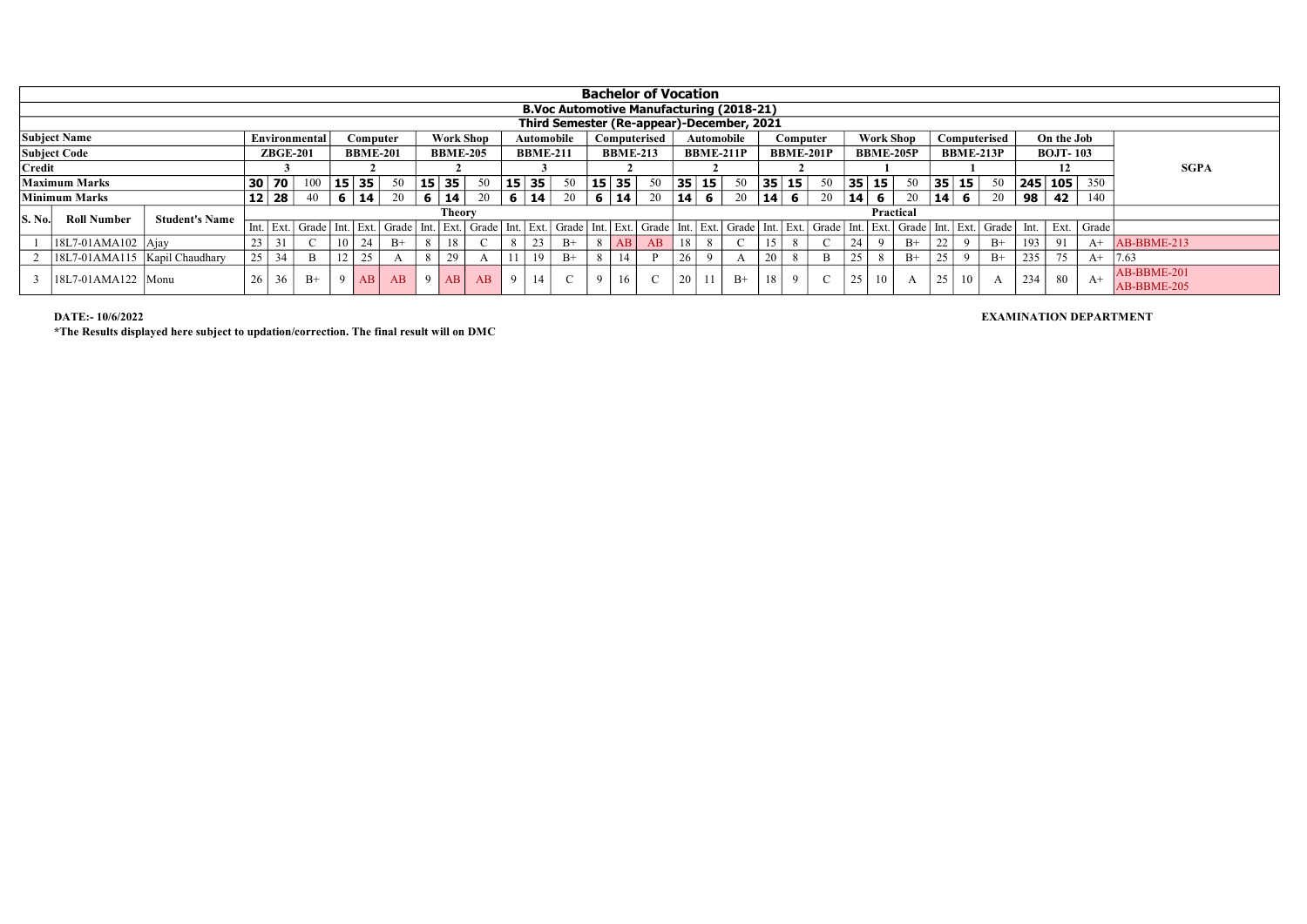# Bachelor of Vocation

## B.Voc Automotive Manufacturing (2018-21)

### Third Semester (Re-appear)-December, 2021

| | | | | | | | | | | | | | | | | | | | | | | | | | | | | | | | | | |
|---|---|---|---|---|---|---|---|---|---|---|---|---|---|---|---|---|---|---|---|---|---|---|---|---|---|---|---|---|---|---|---|---|---|
| Subject Name | | | Environmental | | | Computer | | | Work Shop | | | Automobile | | | Computerised | | | Automobile | | | Computer | | | Work Shop | | | Computerised | | | On the Job | | | SGPA |
| Subject Code | | | ZBGE-201 | | | BBME-201 | | | BBME-205 | | | BBME-211 | | | BBME-213 | | | BBME-211P | | | BBME-201P | | | BBME-205P | | | BBME-213P | | | BOJT- 103 | | | |
| Credit | | | 3 | | | 2 | | | 2 | | | 3 | | | 2 | | | 2 | | | 2 | | | 1 | | | 1 | | | 12 | | | |
| Maximum Marks | | | 30 | 70 | 100 | 15 | 35 | 50 | 15 | 35 | 50 | 15 | 35 | 50 | 15 | 35 | 50 | 35 | 15 | 50 | 35 | 15 | 50 | 35 | 15 | 50 | 35 | 15 | 50 | 245 | 105 | 350 | |
| Minimum Marks | | | 12 | 28 | 40 | 6 | 14 | 20 | 6 | 14 | 20 | 6 | 14 | 20 | 6 | 14 | 20 | 14 | 6 | 20 | 14 | 6 | 20 | 14 | 6 | 20 | 14 | 6 | 20 | 98 | 42 | 140 | |
| S. No. | Roll Number | Student's Name | Theory | | | | | | | | | | | | | | | Practical | | | | | | | | | | | | | | | |
| | | | Int. | Ext. | Grade | Int. | Ext. | Grade | Int. | Ext. | Grade | Int. | Ext. | Grade | Int. | Ext. | Grade | Int. | Ext. | Grade | Int. | Ext. | Grade | Int. | Ext. | Grade | Int. | Ext. | Grade | Int. | Ext. | Grade | |
| 1 | 18L7-01AMA102 | Ajay | 23 | 31 | C | 10 | 24 | B+ | 8 | 18 | C | 8 | 23 | B+ | 8 | AB | AB | 18 | 8 | C | 15 | 8 | C | 24 | 9 | B+ | 22 | 9 | B+ | 193 | 91 | A+ | AB-BBME-213 |
| 2 | 18L7-01AMA115 | Kapil Chaudhary | 25 | 34 | B | 12 | 25 | A | 8 | 29 | A | 11 | 19 | B+ | 8 | 14 | P | 26 | 9 | A | 20 | 8 | B | 25 | 8 | B+ | 25 | 9 | B+ | 235 | 75 | A+ | 7.63 |
| 3 | 18L7-01AMA122 | Monu | 26 | 36 | B+ | 9 | AB | AB | 9 | AB | AB | 9 | 14 | C | 9 | 16 | C | 20 | 11 | B+ | 18 | 9 | C | 25 | 10 | A | 25 | 10 | A | 234 | 80 | A+ | AB-BBME-201 AB-BBME-205 |

**DATE:- 10/6/2022**

**EXAMINATION DEPARTMENT**

**\*The Results displayed here subject to updation/correction. The final result will on DMC**